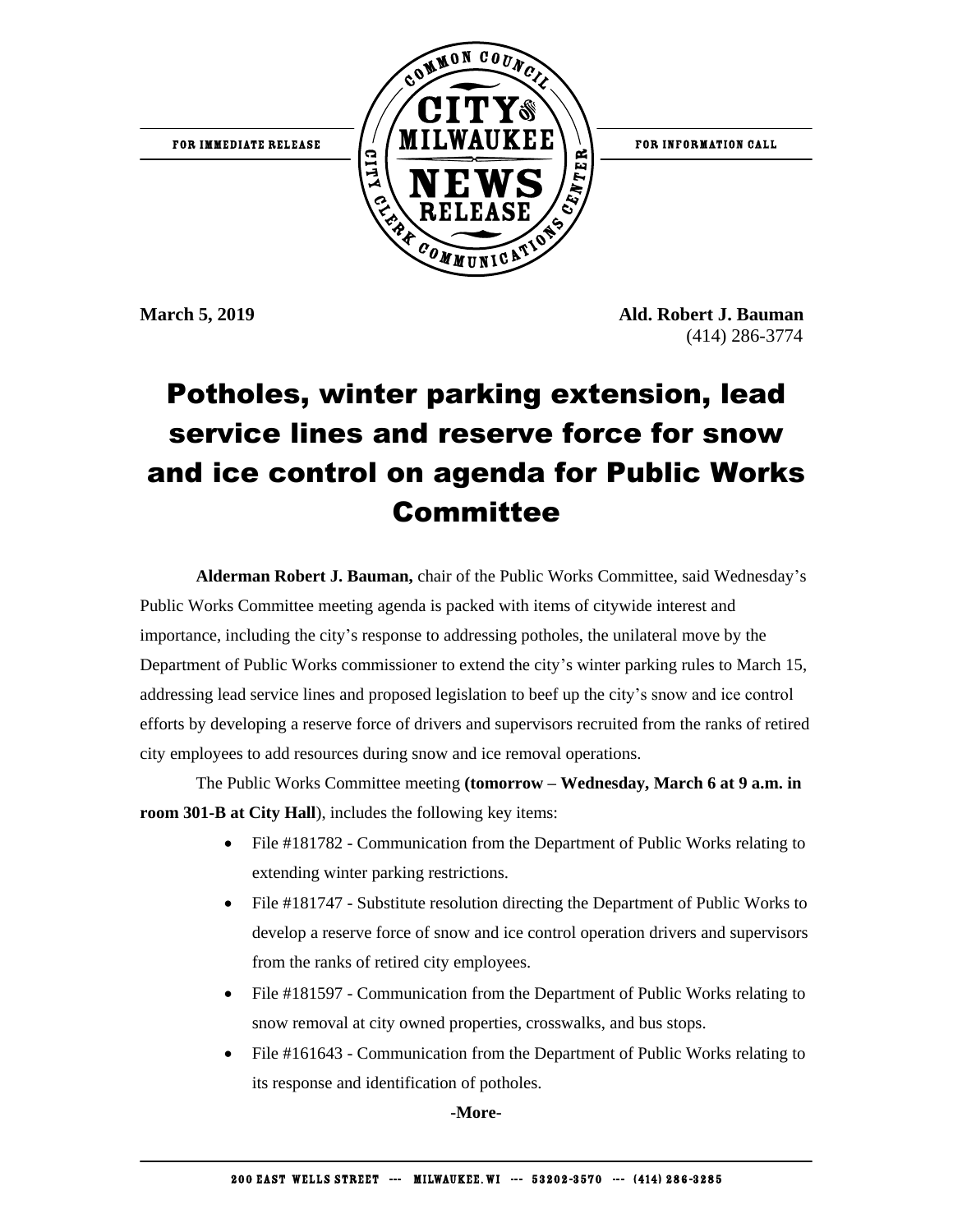FOR IMMEDIATE RELEASE

COMMON COUNCIL CITY OF MILWAUKEE NEWS RELEASE CITY CLERK COMMUNICATIONS CENTER

FOR INFORMATION CALL

**March 5, 2019**

**Ald. Robert J. Bauman**
(414) 286-3774

# Potholes, winter parking extension, lead service lines and reserve force for snow and ice control on agenda for Public Works Committee

**Alderman Robert J. Bauman,** chair of the Public Works Committee, said Wednesday's Public Works Committee meeting agenda is packed with items of citywide interest and importance, including the city's response to addressing potholes, the unilateral move by the Department of Public Works commissioner to extend the city's winter parking rules to March 15, addressing lead service lines and proposed legislation to beef up the city's snow and ice control efforts by developing a reserve force of drivers and supervisors recruited from the ranks of retired city employees to add resources during snow and ice removal operations.

The Public Works Committee meeting **(tomorrow – Wednesday, March 6 at 9 a.m. in room 301-B at City Hall**), includes the following key items:

- File #181782 - Communication from the Department of Public Works relating to extending winter parking restrictions.
- File #181747 - Substitute resolution directing the Department of Public Works to develop a reserve force of snow and ice control operation drivers and supervisors from the ranks of retired city employees.
- File #181597 - Communication from the Department of Public Works relating to snow removal at city owned properties, crosswalks, and bus stops.
- File #161643 - Communication from the Department of Public Works relating to its response and identification of potholes.

**-More-**

200 EAST WELLS STREET --- MILWAUKEE, WI --- 53202-3570 --- (414) 286-3285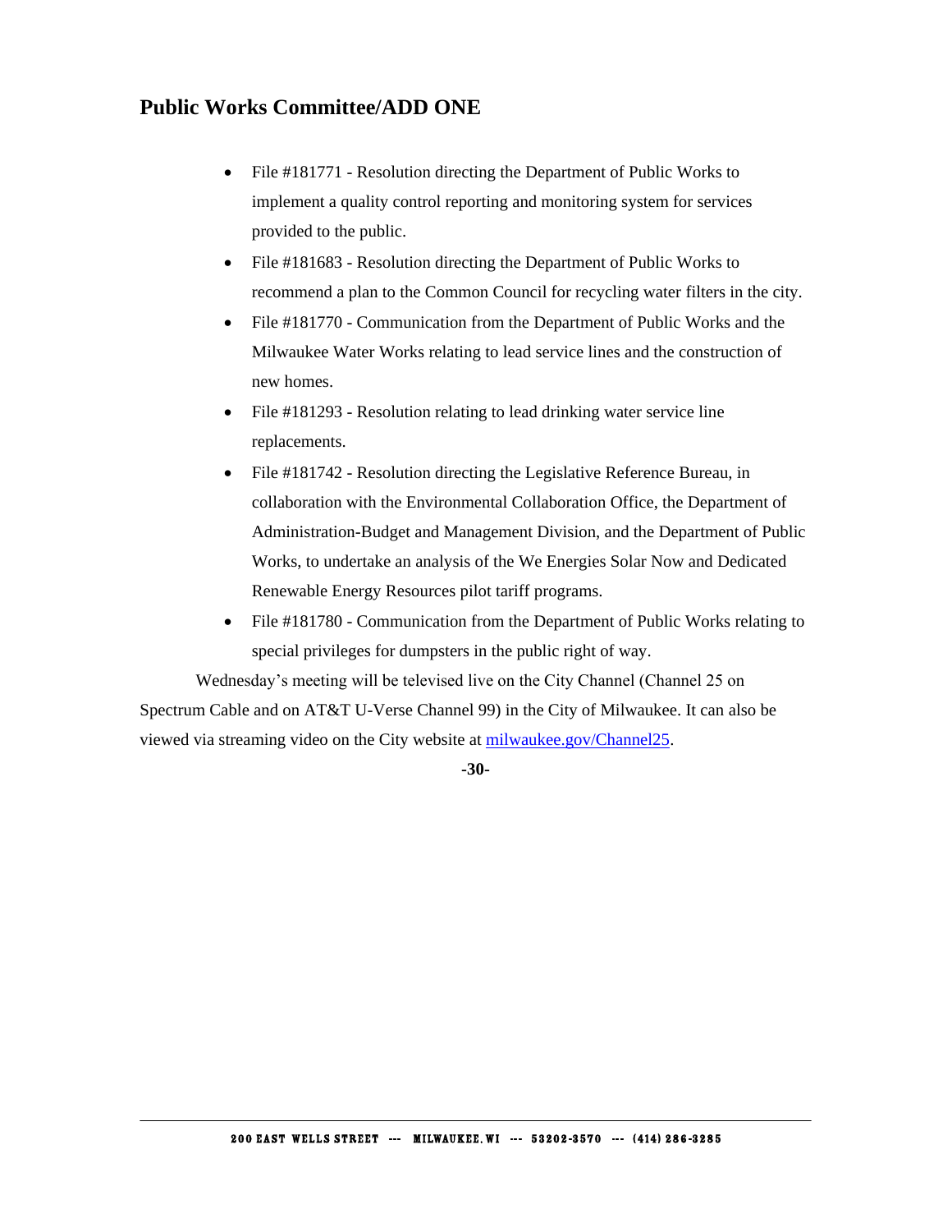## Public Works Committee/ADD ONE

- File #181771 - Resolution directing the Department of Public Works to implement a quality control reporting and monitoring system for services provided to the public.
- File #181683 - Resolution directing the Department of Public Works to recommend a plan to the Common Council for recycling water filters in the city.
- File #181770 - Communication from the Department of Public Works and the Milwaukee Water Works relating to lead service lines and the construction of new homes.
- File #181293 - Resolution relating to lead drinking water service line replacements.
- File #181742 - Resolution directing the Legislative Reference Bureau, in collaboration with the Environmental Collaboration Office, the Department of Administration-Budget and Management Division, and the Department of Public Works, to undertake an analysis of the We Energies Solar Now and Dedicated Renewable Energy Resources pilot tariff programs.
- File #181780 - Communication from the Department of Public Works relating to special privileges for dumpsters in the public right of way.

Wednesday's meeting will be televised live on the City Channel (Channel 25 on Spectrum Cable and on AT&T U-Verse Channel 99) in the City of Milwaukee. It can also be viewed via streaming video on the City website at milwaukee.gov/Channel25.

**-30-**